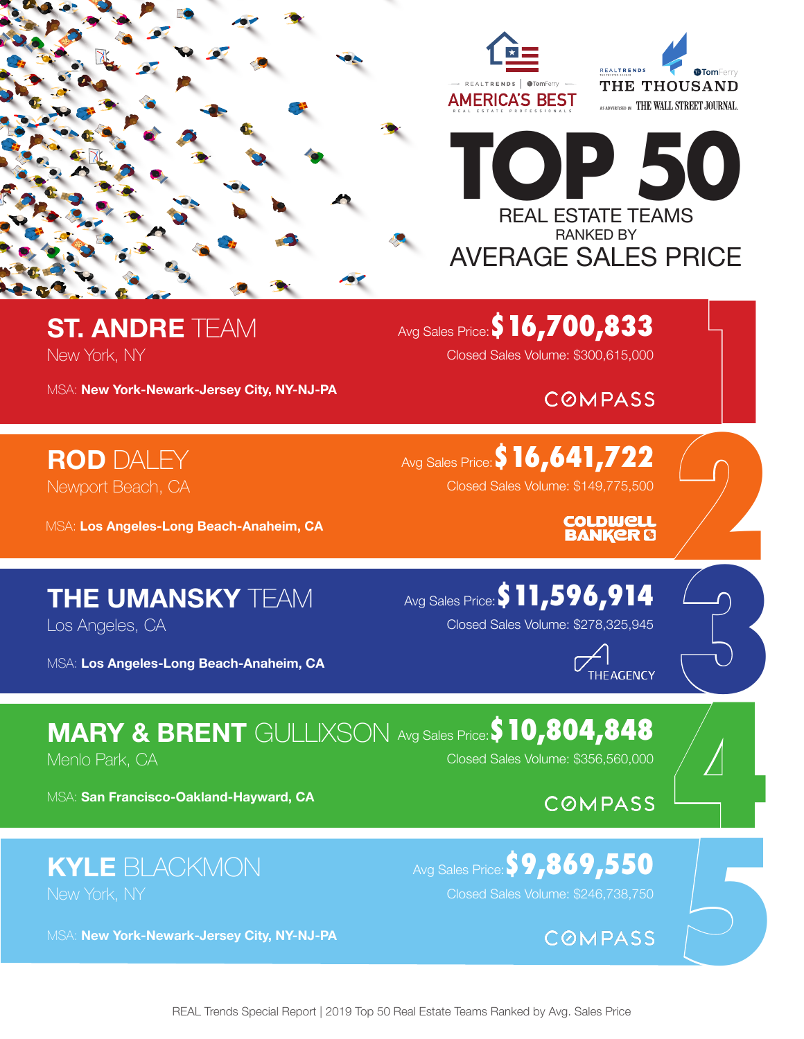REALTRENDS | TomFerry — AMERICA'S BEST REAL ESTATE PROFESSIONALS

REALTRENDS | TomFerry — THE THOUSAND — AS ADVERTISED IN THE WALL STREET JOURNAL.

# TOP 50

## REAL ESTATE TEAMS RANKED BY AVERAGE SALES PRICE

### 1. ST. ANDRE TEAM

New York, NY

Avg Sales Price: **$16,700,833**

Closed Sales Volume: $300,615,000

MSA: **New York-Newark-Jersey City, NY-NJ-PA**

COMPASS

### 2. ROD DALEY

Newport Beach, CA

Avg Sales Price: **$16,641,722**

Closed Sales Volume: $149,775,500

MSA: **Los Angeles-Long Beach-Anaheim, CA**

COLDWELL BANKER

### 3. THE UMANSKY TEAM

Los Angeles, CA

Avg Sales Price: **$11,596,914**

Closed Sales Volume: $278,325,945

MSA: **Los Angeles-Long Beach-Anaheim, CA**

THE AGENCY

### 4. MARY & BRENT GULLIXSON

Menlo Park, CA

Avg Sales Price: **$10,804,848**

Closed Sales Volume: $356,560,000

MSA: **San Francisco-Oakland-Hayward, CA**

COMPASS

### 5. KYLE BLACKMON

New York, NY

Avg Sales Price: **$9,869,550**

Closed Sales Volume: $246,738,750

MSA: **New York-Newark-Jersey City, NY-NJ-PA**

COMPASS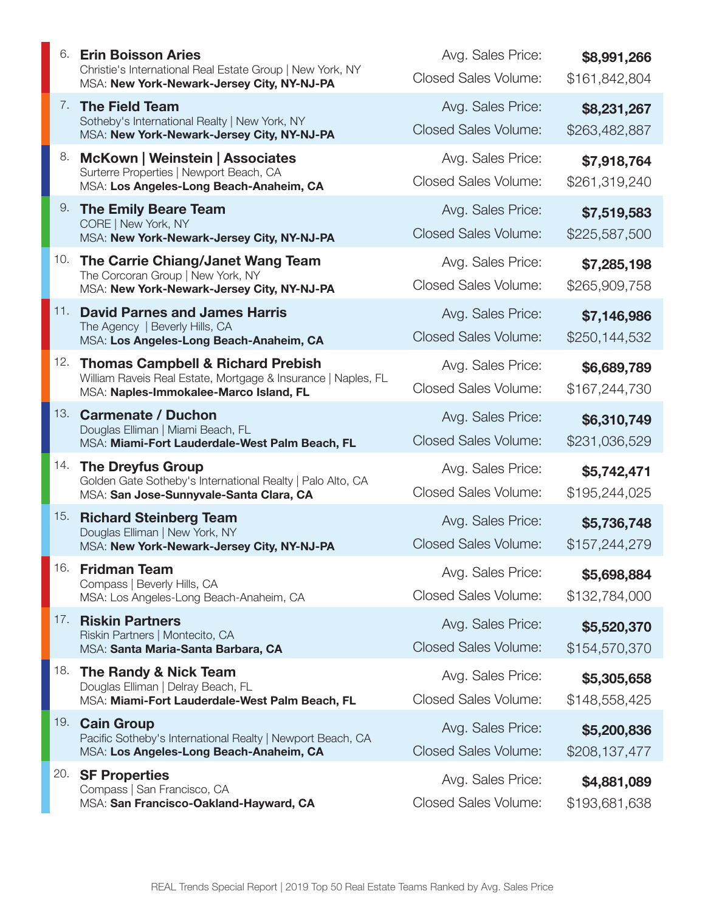6. **Erin Boisson Aries**
Christie's International Real Estate Group | New York, NY
MSA: **New York-Newark-Jersey City, NY-NJ-PA**
Avg. Sales Price: **$8,991,266**
Closed Sales Volume: $161,842,804

7. **The Field Team**
Sotheby's International Realty | New York, NY
MSA: **New York-Newark-Jersey City, NY-NJ-PA**
Avg. Sales Price: **$8,231,267**
Closed Sales Volume: $263,482,887

8. **McKown | Weinstein | Associates**
Surterre Properties | Newport Beach, CA
MSA: **Los Angeles-Long Beach-Anaheim, CA**
Avg. Sales Price: **$7,918,764**
Closed Sales Volume: $261,319,240

9. **The Emily Beare Team**
CORE | New York, NY
MSA: **New York-Newark-Jersey City, NY-NJ-PA**
Avg. Sales Price: **$7,519,583**
Closed Sales Volume: $225,587,500

10. **The Carrie Chiang/Janet Wang Team**
The Corcoran Group | New York, NY
MSA: **New York-Newark-Jersey City, NY-NJ-PA**
Avg. Sales Price: **$7,285,198**
Closed Sales Volume: $265,909,758

11. **David Parnes and James Harris**
The Agency | Beverly Hills, CA
MSA: **Los Angeles-Long Beach-Anaheim, CA**
Avg. Sales Price: **$7,146,986**
Closed Sales Volume: $250,144,532

12. **Thomas Campbell & Richard Prebish**
William Raveis Real Estate, Mortgage & Insurance | Naples, FL
MSA: **Naples-Immokalee-Marco Island, FL**
Avg. Sales Price: **$6,689,789**
Closed Sales Volume: $167,244,730

13. **Carmenate / Duchon**
Douglas Elliman | Miami Beach, FL
MSA: **Miami-Fort Lauderdale-West Palm Beach, FL**
Avg. Sales Price: **$6,310,749**
Closed Sales Volume: $231,036,529

14. **The Dreyfus Group**
Golden Gate Sotheby's International Realty | Palo Alto, CA
MSA: **San Jose-Sunnyvale-Santa Clara, CA**
Avg. Sales Price: **$5,742,471**
Closed Sales Volume: $195,244,025

15. **Richard Steinberg Team**
Douglas Elliman | New York, NY
MSA: **New York-Newark-Jersey City, NY-NJ-PA**
Avg. Sales Price: **$5,736,748**
Closed Sales Volume: $157,244,279

16. **Fridman Team**
Compass | Beverly Hills, CA
MSA: Los Angeles-Long Beach-Anaheim, CA
Avg. Sales Price: **$5,698,884**
Closed Sales Volume: $132,784,000

17. **Riskin Partners**
Riskin Partners | Montecito, CA
MSA: **Santa Maria-Santa Barbara, CA**
Avg. Sales Price: **$5,520,370**
Closed Sales Volume: $154,570,370

18. **The Randy & Nick Team**
Douglas Elliman | Delray Beach, FL
MSA: **Miami-Fort Lauderdale-West Palm Beach, FL**
Avg. Sales Price: **$5,305,658**
Closed Sales Volume: $148,558,425

19. **Cain Group**
Pacific Sotheby's International Realty | Newport Beach, CA
MSA: **Los Angeles-Long Beach-Anaheim, CA**
Avg. Sales Price: **$5,200,836**
Closed Sales Volume: $208,137,477

20. **SF Properties**
Compass | San Francisco, CA
MSA: **San Francisco-Oakland-Hayward, CA**
Avg. Sales Price: **$4,881,089**
Closed Sales Volume: $193,681,638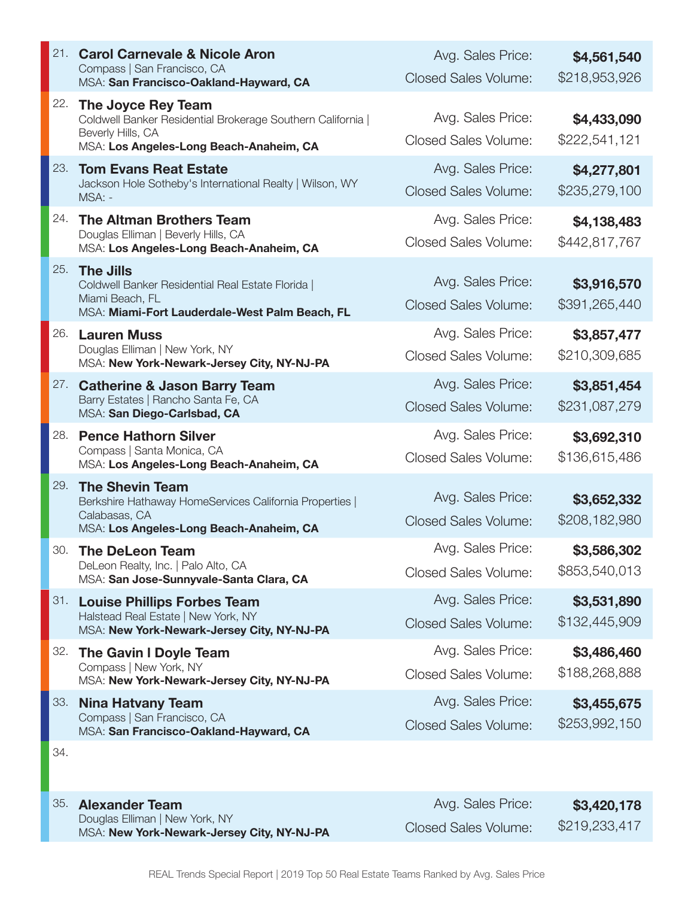21. **Carol Carnevale & Nicole Aron**
Compass | San Francisco, CA
MSA: **San Francisco-Oakland-Hayward, CA**
Avg. Sales Price: **$4,561,540**
Closed Sales Volume: $218,953,926

22. **The Joyce Rey Team**
Coldwell Banker Residential Brokerage Southern California | Beverly Hills, CA
MSA: **Los Angeles-Long Beach-Anaheim, CA**
Avg. Sales Price: **$4,433,090**
Closed Sales Volume: $222,541,121

23. **Tom Evans Reat Estate**
Jackson Hole Sotheby's International Realty | Wilson, WY
MSA: -
Avg. Sales Price: **$4,277,801**
Closed Sales Volume: $235,279,100

24. **The Altman Brothers Team**
Douglas Elliman | Beverly Hills, CA
MSA: **Los Angeles-Long Beach-Anaheim, CA**
Avg. Sales Price: **$4,138,483**
Closed Sales Volume: $442,817,767

25. **The Jills**
Coldwell Banker Residential Real Estate Florida | Miami Beach, FL
MSA: **Miami-Fort Lauderdale-West Palm Beach, FL**
Avg. Sales Price: **$3,916,570**
Closed Sales Volume: $391,265,440

26. **Lauren Muss**
Douglas Elliman | New York, NY
MSA: **New York-Newark-Jersey City, NY-NJ-PA**
Avg. Sales Price: **$3,857,477**
Closed Sales Volume: $210,309,685

27. **Catherine & Jason Barry Team**
Barry Estates | Rancho Santa Fe, CA
MSA: **San Diego-Carlsbad, CA**
Avg. Sales Price: **$3,851,454**
Closed Sales Volume: $231,087,279

28. **Pence Hathorn Silver**
Compass | Santa Monica, CA
MSA: **Los Angeles-Long Beach-Anaheim, CA**
Avg. Sales Price: **$3,692,310**
Closed Sales Volume: $136,615,486

29. **The Shevin Team**
Berkshire Hathaway HomeServices California Properties | Calabasas, CA
MSA: **Los Angeles-Long Beach-Anaheim, CA**
Avg. Sales Price: **$3,652,332**
Closed Sales Volume: $208,182,980

30. **The DeLeon Team**
DeLeon Realty, Inc. | Palo Alto, CA
MSA: **San Jose-Sunnyvale-Santa Clara, CA**
Avg. Sales Price: **$3,586,302**
Closed Sales Volume: $853,540,013

31. **Louise Phillips Forbes Team**
Halstead Real Estate | New York, NY
MSA: **New York-Newark-Jersey City, NY-NJ-PA**
Avg. Sales Price: **$3,531,890**
Closed Sales Volume: $132,445,909

32. **The Gavin I Doyle Team**
Compass | New York, NY
MSA: **New York-Newark-Jersey City, NY-NJ-PA**
Avg. Sales Price: **$3,486,460**
Closed Sales Volume: $188,268,888

33. **Nina Hatvany Team**
Compass | San Francisco, CA
MSA: **San Francisco-Oakland-Hayward, CA**
Avg. Sales Price: **$3,455,675**
Closed Sales Volume: $253,992,150

34.

35. **Alexander Team**
Douglas Elliman | New York, NY
MSA: **New York-Newark-Jersey City, NY-NJ-PA**
Avg. Sales Price: **$3,420,178**
Closed Sales Volume: $219,233,417

REAL Trends Special Report | 2019 Top 50 Real Estate Teams Ranked by Avg. Sales Price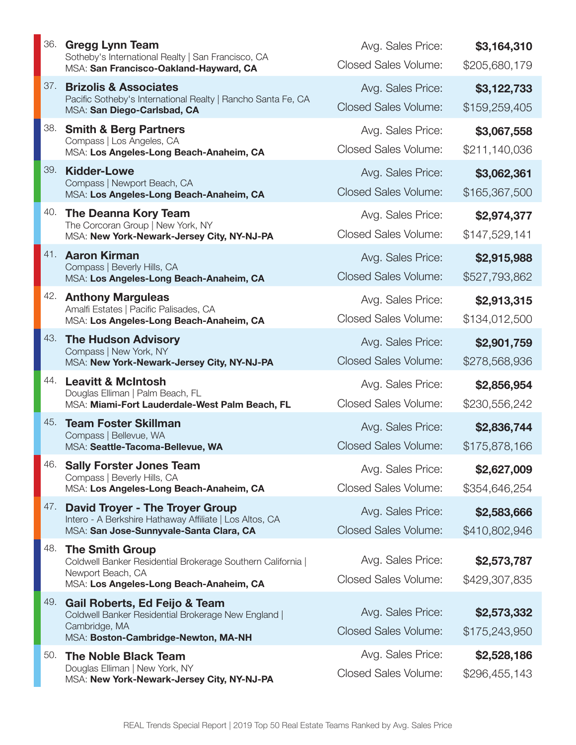| | | | |
|---|---|---|---|
| 36. | **Gregg Lynn Team**<br>Sotheby's International Realty \| San Francisco, CA<br>MSA: **San Francisco-Oakland-Hayward, CA** | Avg. Sales Price:<br>Closed Sales Volume: | **$3,164,310**<br>$205,680,179 |
| 37. | **Brizolis & Associates**<br>Pacific Sotheby's International Realty \| Rancho Santa Fe, CA<br>MSA: **San Diego-Carlsbad, CA** | Avg. Sales Price:<br>Closed Sales Volume: | **$3,122,733**<br>$159,259,405 |
| 38. | **Smith & Berg Partners**<br>Compass \| Los Angeles, CA<br>MSA: **Los Angeles-Long Beach-Anaheim, CA** | Avg. Sales Price:<br>Closed Sales Volume: | **$3,067,558**<br>$211,140,036 |
| 39. | **Kidder-Lowe**<br>Compass \| Newport Beach, CA<br>MSA: **Los Angeles-Long Beach-Anaheim, CA** | Avg. Sales Price:<br>Closed Sales Volume: | **$3,062,361**<br>$165,367,500 |
| 40. | **The Deanna Kory Team**<br>The Corcoran Group \| New York, NY<br>MSA: **New York-Newark-Jersey City, NY-NJ-PA** | Avg. Sales Price:<br>Closed Sales Volume: | **$2,974,377**<br>$147,529,141 |
| 41. | **Aaron Kirman**<br>Compass \| Beverly Hills, CA<br>MSA: **Los Angeles-Long Beach-Anaheim, CA** | Avg. Sales Price:<br>Closed Sales Volume: | **$2,915,988**<br>$527,793,862 |
| 42. | **Anthony Marguleas**<br>Amalfi Estates \| Pacific Palisades, CA<br>MSA: **Los Angeles-Long Beach-Anaheim, CA** | Avg. Sales Price:<br>Closed Sales Volume: | **$2,913,315**<br>$134,012,500 |
| 43. | **The Hudson Advisory**<br>Compass \| New York, NY<br>MSA: **New York-Newark-Jersey City, NY-NJ-PA** | Avg. Sales Price:<br>Closed Sales Volume: | **$2,901,759**<br>$278,568,936 |
| 44. | **Leavitt & McIntosh**<br>Douglas Elliman \| Palm Beach, FL<br>MSA: **Miami-Fort Lauderdale-West Palm Beach, FL** | Avg. Sales Price:<br>Closed Sales Volume: | **$2,856,954**<br>$230,556,242 |
| 45. | **Team Foster Skillman**<br>Compass \| Bellevue, WA<br>MSA: **Seattle-Tacoma-Bellevue, WA** | Avg. Sales Price:<br>Closed Sales Volume: | **$2,836,744**<br>$175,878,166 |
| 46. | **Sally Forster Jones Team**<br>Compass \| Beverly Hills, CA<br>MSA: **Los Angeles-Long Beach-Anaheim, CA** | Avg. Sales Price:<br>Closed Sales Volume: | **$2,627,009**<br>$354,646,254 |
| 47. | **David Troyer - The Troyer Group**<br>Intero - A Berkshire Hathaway Affiliate \| Los Altos, CA<br>MSA: **San Jose-Sunnyvale-Santa Clara, CA** | Avg. Sales Price:<br>Closed Sales Volume: | **$2,583,666**<br>$410,802,946 |
| 48. | **The Smith Group**<br>Coldwell Banker Residential Brokerage Southern California \| Newport Beach, CA<br>MSA: **Los Angeles-Long Beach-Anaheim, CA** | Avg. Sales Price:<br>Closed Sales Volume: | **$2,573,787**<br>$429,307,835 |
| 49. | **Gail Roberts, Ed Feijo & Team**<br>Coldwell Banker Residential Brokerage New England \| Cambridge, MA<br>MSA: **Boston-Cambridge-Newton, MA-NH** | Avg. Sales Price:<br>Closed Sales Volume: | **$2,573,332**<br>$175,243,950 |
| 50. | **The Noble Black Team**<br>Douglas Elliman \| New York, NY<br>MSA: **New York-Newark-Jersey City, NY-NJ-PA** | Avg. Sales Price:<br>Closed Sales Volume: | **$2,528,186**<br>$296,455,143 |